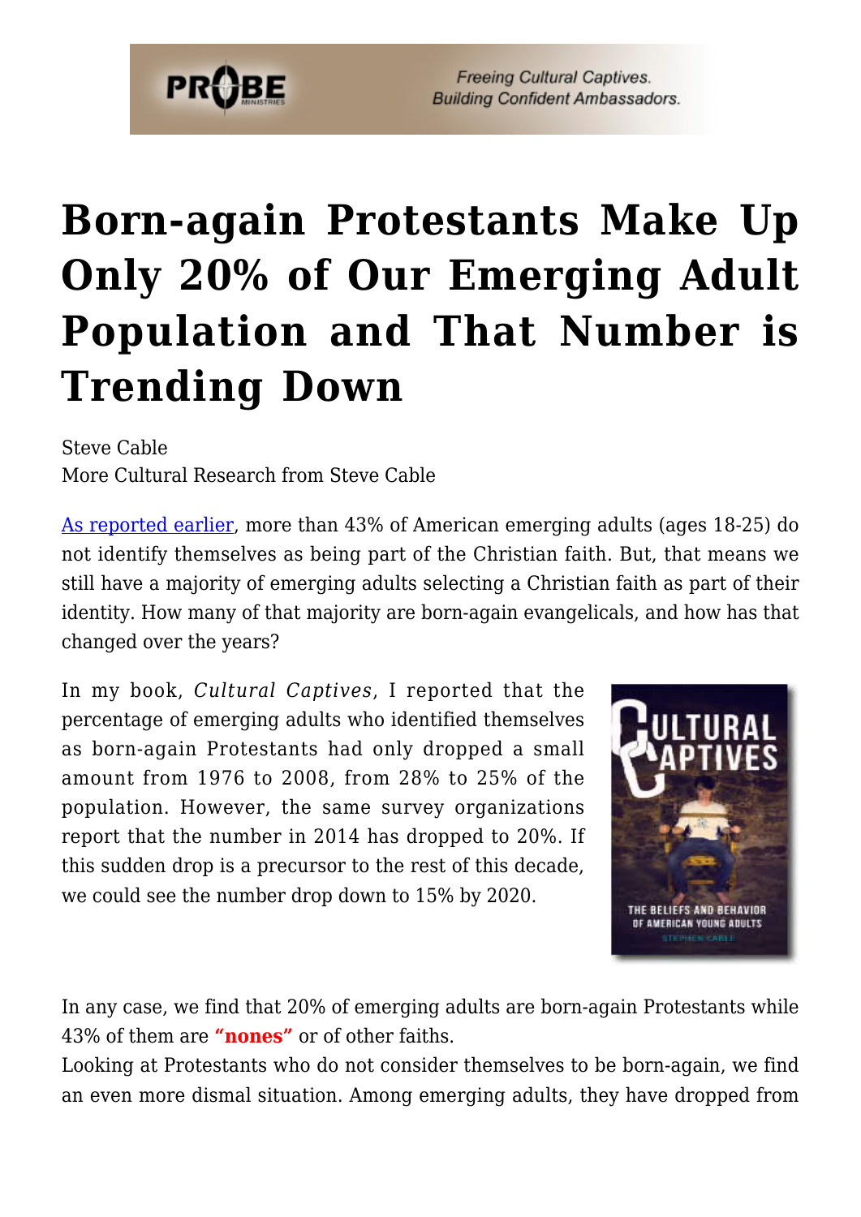# Born-again Protestants Make Up Only 20% of Our Emerging Adult Population and That Number is Trending Down

Steve Cable
More Cultural Research from Steve Cable

As reported earlier, more than 43% of American emerging adults (ages 18-25) do not identify themselves as being part of the Christian faith. But, that means we still have a majority of emerging adults selecting a Christian faith as part of their identity. How many of that majority are born-again evangelicals, and how has that changed over the years?

In my book, *Cultural Captives*, I reported that the percentage of emerging adults who identified themselves as born-again Protestants had only dropped a small amount from 1976 to 2008, from 28% to 25% of the population. However, the same survey organizations report that the number in 2014 has dropped to 20%. If this sudden drop is a precursor to the rest of this decade, we could see the number drop down to 15% by 2020.

In any case, we find that 20% of emerging adults are born-again Protestants while 43% of them are **"nones"** or of other faiths.

Looking at Protestants who do not consider themselves to be born-again, we find an even more dismal situation. Among emerging adults, they have dropped from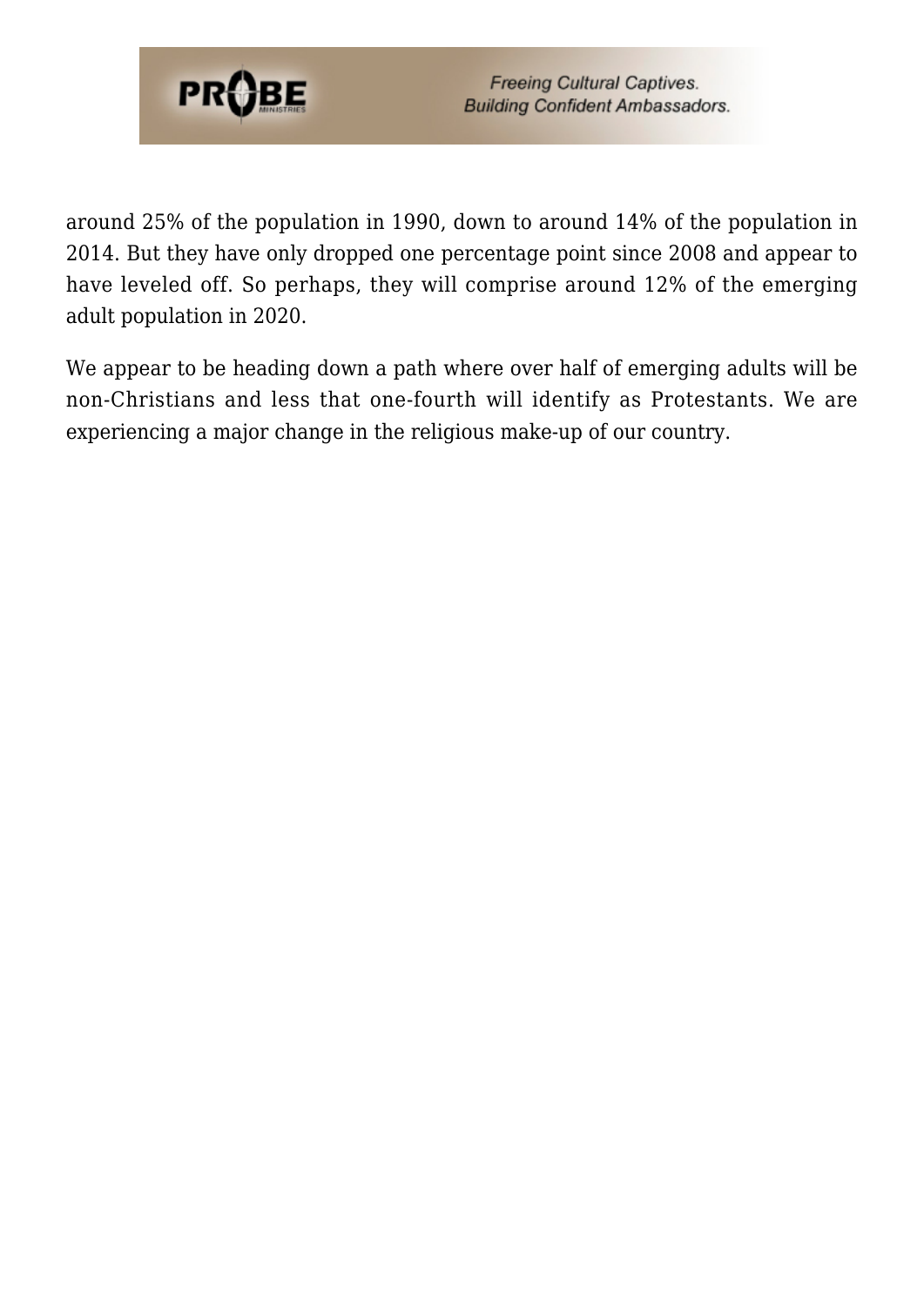around 25% of the population in 1990, down to around 14% of the population in 2014. But they have only dropped one percentage point since 2008 and appear to have leveled off. So perhaps, they will comprise around 12% of the emerging adult population in 2020.

We appear to be heading down a path where over half of emerging adults will be non-Christians and less that one-fourth will identify as Protestants. We are experiencing a major change in the religious make-up of our country.